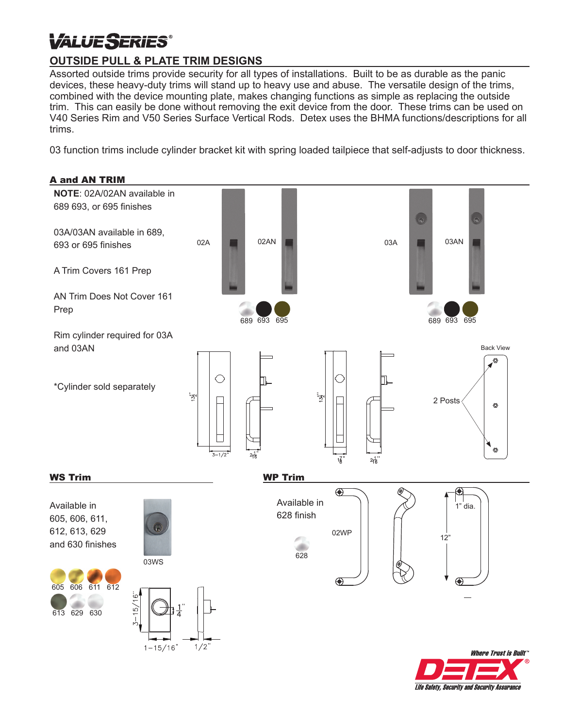# VALUE SERIES®

## OUTSIDE PULL & PLATE TRIM DESIGNS

Assorted outside trims provide security for all types of installations. Built to be as durable as the panic devices, these heavy-duty trims will stand up to heavy use and abuse. The versatile design of the trims, combined with the device mounting plate, makes changing functions as simple as replacing the outside trim. This can easily be done without removing the exit device from the door. These trims can be used on V40 Series Rim and V50 Series Surface Vertical Rods. Detex uses the BHMA functions/descriptions for all trims.

03 function trims include cylinder bracket kit with spring loaded tailpiece that self-adjusts to door thickness.

### A and AN TRIM

**NOTE**: 02A/02AN available in 689 693, or 695 finishes

03A/03AN available in 689, 693 or 695 finishes

A Trim Covers 161 Prep

AN Trim Does Not Cover 161 Prep

Rim cylinder required for 03A and 03AN

*Cylinder sold separately

02A 02AN

689 693 695

03A 03AN

689 693 695

13-1/2" 3-1/2" 2-1/16"

13-1/2" 1-7/8" 2-1/16"

Back View

2 Posts

### WS Trim

Available in 605, 606, 611, 612, 613, 629 and 630 finishes

03WS

605 606 611 612

613 629 630

3-15/16" 1/4" 1-15/16" 1/2"

### WP Trim

Available in 628 finish

628

02WP

1" dia.

12"

Where Trust is Built™

DETEX®

Life Safety, Security and Security Assurance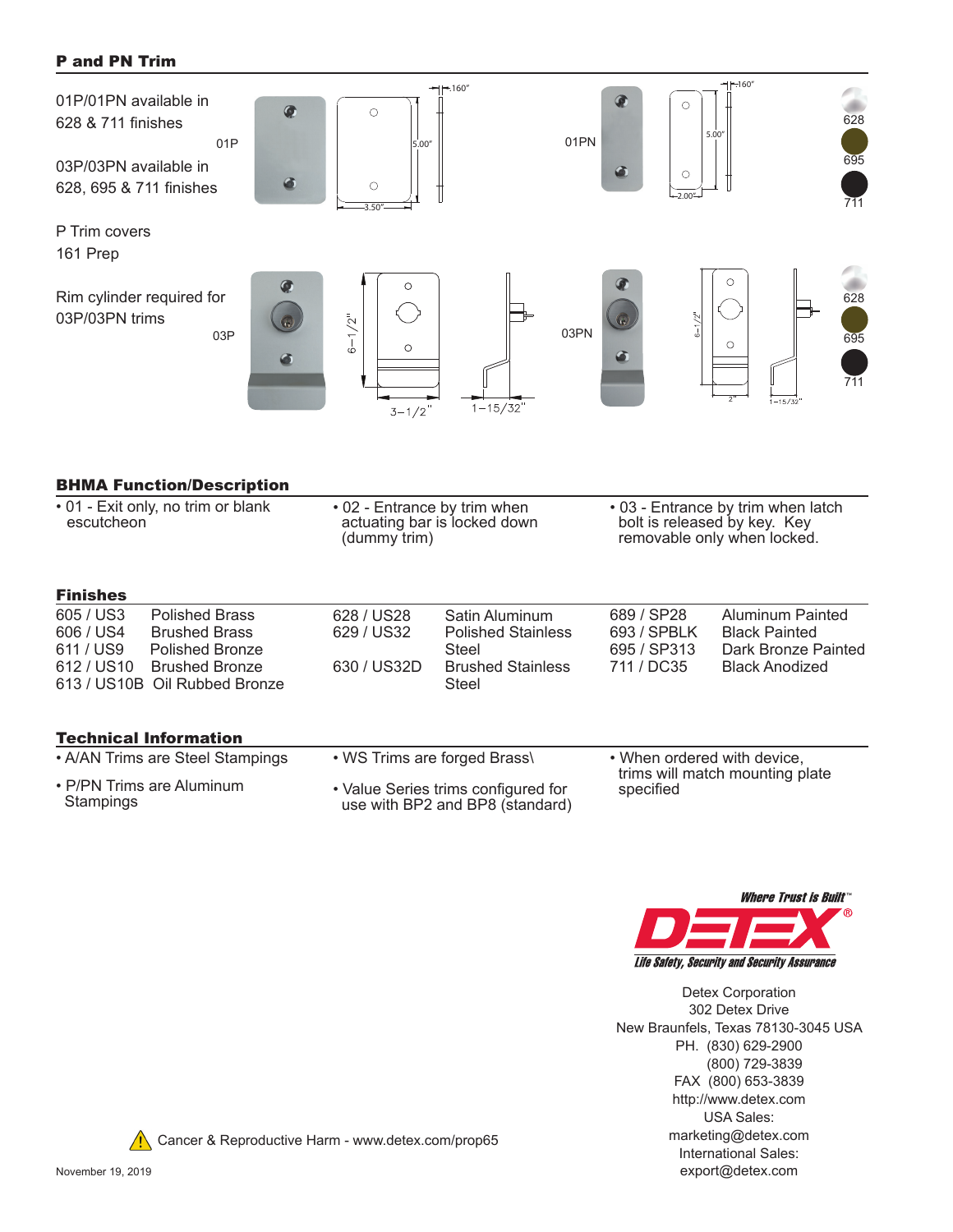## P and PN Trim

01P/01PN available in 628 & 711 finishes

03P/03PN available in 628, 695 & 711 finishes

P Trim covers 161 Prep

Rim cylinder required for 03P/03PN trims

01P

.160"

5.00"

3.50"

01PN

.160"

5.00"

2.00"

628

695

711

03P

6-1/2"

3-1/2"

1-15/32"

03PN

6-1/2"

2"

1-15/32"

628

695

711

## BHMA Function/Description

- 01 - Exit only, no trim or blank escutcheon
- 02 - Entrance by trim when actuating bar is locked down (dummy trim)
- 03 - Entrance by trim when latch bolt is released by key. Key removable only when locked.

## Finishes

| | | | | | |
|---|---|---|---|---|---|
| 605 / US3 | Polished Brass | 628 / US28 | Satin Aluminum | 689 / SP28 | Aluminum Painted |
| 606 / US4 | Brushed Brass | 629 / US32 | Polished Stainless Steel | 693 / SPBLK | Black Painted |
| 611 / US9 | Polished Bronze | | | 695 / SP313 | Dark Bronze Painted |
| 612 / US10 | Brushed Bronze | 630 / US32D | Brushed Stainless Steel | 711 / DC35 | Black Anodized |
| 613 / US10B | Oil Rubbed Bronze | | | | |

## Technical Information

- A/AN Trims are Steel Stampings
- P/PN Trims are Aluminum Stampings
- WS Trims are forged Brass\
- Value Series trims configured for use with BP2 and BP8 (standard)
- When ordered with device, trims will match mounting plate specified

Where Trust is Built™

DETEX®

Life Safety, Security and Security Assurance

Detex Corporation
302 Detex Drive
New Braunfels, Texas 78130-3045 USA
PH. (830) 629-2900
(800) 729-3839
FAX (800) 653-3839
http://www.detex.com
USA Sales:
marketing@detex.com
International Sales:
export@detex.com

⚠ Cancer & Reproductive Harm - www.detex.com/prop65

November 19, 2019